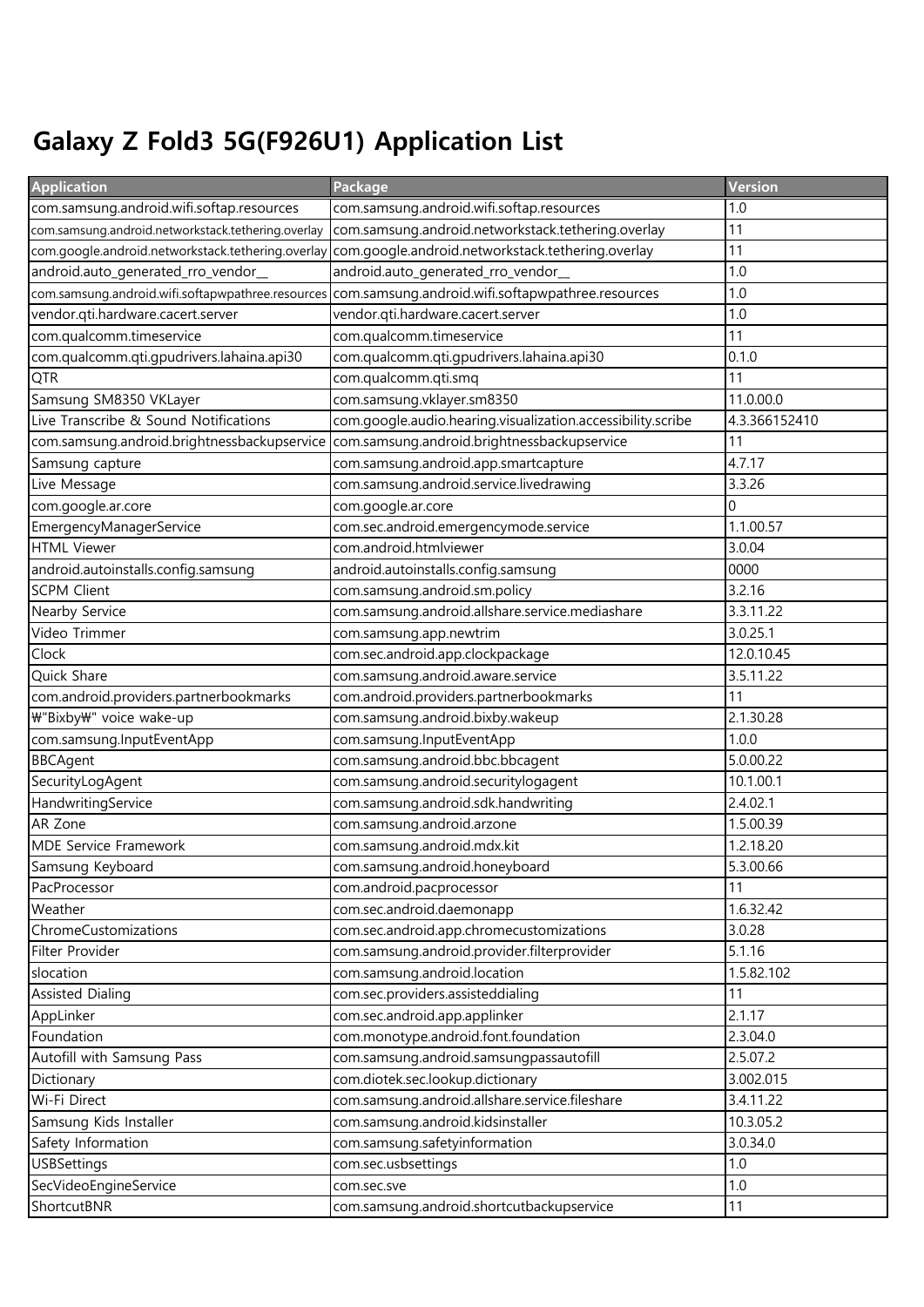# Galaxy Z Fold3 5G(F926U1) Application List

| Application | Package | Version |
|---|---|---|
| com.samsung.android.wifi.softap.resources | com.samsung.android.wifi.softap.resources | 1.0 |
| com.samsung.android.networkstack.tethering.overlay | com.samsung.android.networkstack.tethering.overlay | 11 |
| com.google.android.networkstack.tethering.overlay | com.google.android.networkstack.tethering.overlay | 11 |
| android.auto_generated_rro_vendor__ | android.auto_generated_rro_vendor__ | 1.0 |
| com.samsung.android.wifi.softapwpathree.resources | com.samsung.android.wifi.softapwpathree.resources | 1.0 |
| vendor.qti.hardware.cacert.server | vendor.qti.hardware.cacert.server | 1.0 |
| com.qualcomm.timeservice | com.qualcomm.timeservice | 11 |
| com.qualcomm.qti.gpudrivers.lahaina.api30 | com.qualcomm.qti.gpudrivers.lahaina.api30 | 0.1.0 |
| QTR | com.qualcomm.qti.smq | 11 |
| Samsung SM8350 VKLayer | com.samsung.vklayer.sm8350 | 11.0.00.0 |
| Live Transcribe & Sound Notifications | com.google.audio.hearing.visualization.accessibility.scribe | 4.3.366152410 |
| com.samsung.android.brightnessbackupservice | com.samsung.android.brightnessbackupservice | 11 |
| Samsung capture | com.samsung.android.app.smartcapture | 4.7.17 |
| Live Message | com.samsung.android.service.livedrawing | 3.3.26 |
| com.google.ar.core | com.google.ar.core | 0 |
| EmergencyManagerService | com.sec.android.emergencymode.service | 1.1.00.57 |
| HTML Viewer | com.android.htmlviewer | 3.0.04 |
| android.autoinstalls.config.samsung | android.autoinstalls.config.samsung | 0000 |
| SCPM Client | com.samsung.android.sm.policy | 3.2.16 |
| Nearby Service | com.samsung.android.allshare.service.mediashare | 3.3.11.22 |
| Video Trimmer | com.samsung.app.newtrim | 3.0.25.1 |
| Clock | com.sec.android.app.clockpackage | 12.0.10.45 |
| Quick Share | com.samsung.android.aware.service | 3.5.11.22 |
| com.android.providers.partnerbookmarks | com.android.providers.partnerbookmarks | 11 |
| ₩"Bixby₩" voice wake-up | com.samsung.android.bixby.wakeup | 2.1.30.28 |
| com.samsung.InputEventApp | com.samsung.InputEventApp | 1.0.0 |
| BBCAgent | com.samsung.android.bbc.bbcagent | 5.0.00.22 |
| SecurityLogAgent | com.samsung.android.securitylogagent | 10.1.00.1 |
| HandwritingService | com.samsung.android.sdk.handwriting | 2.4.02.1 |
| AR Zone | com.samsung.android.arzone | 1.5.00.39 |
| MDE Service Framework | com.samsung.android.mdx.kit | 1.2.18.20 |
| Samsung Keyboard | com.samsung.android.honeyboard | 5.3.00.66 |
| PacProcessor | com.android.pacprocessor | 11 |
| Weather | com.sec.android.daemonapp | 1.6.32.42 |
| ChromeCustomizations | com.sec.android.app.chromecustomizations | 3.0.28 |
| Filter Provider | com.samsung.android.provider.filterprovider | 5.1.16 |
| slocation | com.samsung.android.location | 1.5.82.102 |
| Assisted Dialing | com.sec.providers.assisteddialing | 11 |
| AppLinker | com.sec.android.app.applinker | 2.1.17 |
| Foundation | com.monotype.android.font.foundation | 2.3.04.0 |
| Autofill with Samsung Pass | com.samsung.android.samsungpassautofill | 2.5.07.2 |
| Dictionary | com.diotek.sec.lookup.dictionary | 3.002.015 |
| Wi-Fi Direct | com.samsung.android.allshare.service.fileshare | 3.4.11.22 |
| Samsung Kids Installer | com.samsung.android.kidsinstaller | 10.3.05.2 |
| Safety Information | com.samsung.safetyinformation | 3.0.34.0 |
| USBSettings | com.sec.usbsettings | 1.0 |
| SecVideoEngineService | com.sec.sve | 1.0 |
| ShortcutBNR | com.samsung.android.shortcutbackupservice | 11 |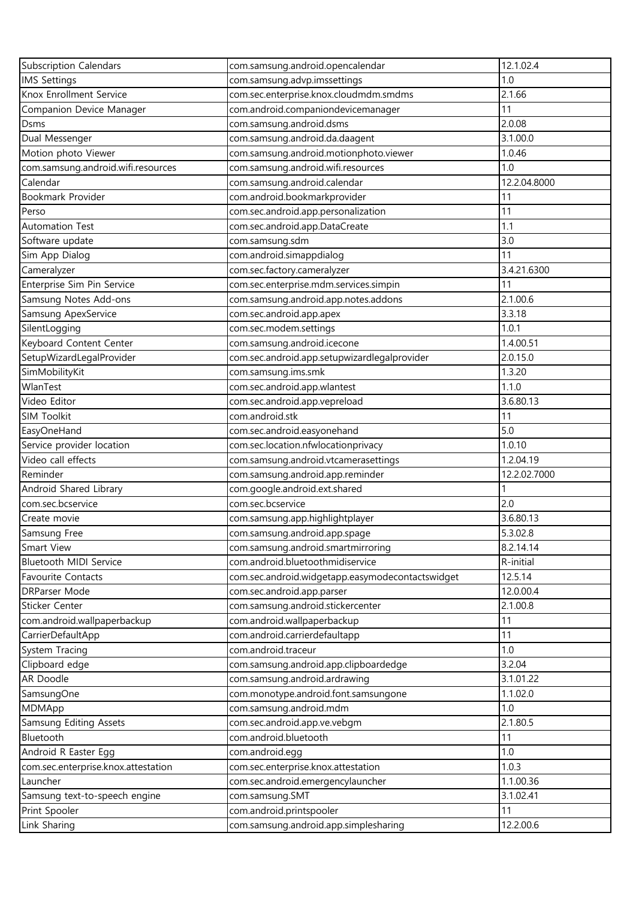| Subscription Calendars | com.samsung.android.opencalendar | 12.1.02.4 |
|---|---|---|
| IMS Settings | com.samsung.advp.imssettings | 1.0 |
| Knox Enrollment Service | com.sec.enterprise.knox.cloudmdm.smdms | 2.1.66 |
| Companion Device Manager | com.android.companiondevicemanager | 11 |
| Dsms | com.samsung.android.dsms | 2.0.08 |
| Dual Messenger | com.samsung.android.da.daagent | 3.1.00.0 |
| Motion photo Viewer | com.samsung.android.motionphoto.viewer | 1.0.46 |
| com.samsung.android.wifi.resources | com.samsung.android.wifi.resources | 1.0 |
| Calendar | com.samsung.android.calendar | 12.2.04.8000 |
| Bookmark Provider | com.android.bookmarkprovider | 11 |
| Perso | com.sec.android.app.personalization | 11 |
| Automation Test | com.sec.android.app.DataCreate | 1.1 |
| Software update | com.samsung.sdm | 3.0 |
| Sim App Dialog | com.android.simappdialog | 11 |
| Cameralyzer | com.sec.factory.cameralyzer | 3.4.21.6300 |
| Enterprise Sim Pin Service | com.sec.enterprise.mdm.services.simpin | 11 |
| Samsung Notes Add-ons | com.samsung.android.app.notes.addons | 2.1.00.6 |
| Samsung ApexService | com.sec.android.app.apex | 3.3.18 |
| SilentLogging | com.sec.modem.settings | 1.0.1 |
| Keyboard Content Center | com.samsung.android.icecone | 1.4.00.51 |
| SetupWizardLegalProvider | com.sec.android.app.setupwizardlegalprovider | 2.0.15.0 |
| SimMobilityKit | com.samsung.ims.smk | 1.3.20 |
| WlanTest | com.sec.android.app.wlantest | 1.1.0 |
| Video Editor | com.sec.android.app.vepreload | 3.6.80.13 |
| SIM Toolkit | com.android.stk | 11 |
| EasyOneHand | com.sec.android.easyonehand | 5.0 |
| Service provider location | com.sec.location.nfwlocationprivacy | 1.0.10 |
| Video call effects | com.samsung.android.vtcamerasettings | 1.2.04.19 |
| Reminder | com.samsung.android.app.reminder | 12.2.02.7000 |
| Android Shared Library | com.google.android.ext.shared | 1 |
| com.sec.bcservice | com.sec.bcservice | 2.0 |
| Create movie | com.samsung.app.highlightplayer | 3.6.80.13 |
| Samsung Free | com.samsung.android.app.spage | 5.3.02.8 |
| Smart View | com.samsung.android.smartmirroring | 8.2.14.14 |
| Bluetooth MIDI Service | com.android.bluetoothmidiservice | R-initial |
| Favourite Contacts | com.sec.android.widgetapp.easymodecontactswidget | 12.5.14 |
| DRParser Mode | com.sec.android.app.parser | 12.0.00.4 |
| Sticker Center | com.samsung.android.stickercenter | 2.1.00.8 |
| com.android.wallpaperbackup | com.android.wallpaperbackup | 11 |
| CarrierDefaultApp | com.android.carrierdefaultapp | 11 |
| System Tracing | com.android.traceur | 1.0 |
| Clipboard edge | com.samsung.android.app.clipboardedge | 3.2.04 |
| AR Doodle | com.samsung.android.ardrawing | 3.1.01.22 |
| SamsungOne | com.monotype.android.font.samsungone | 1.1.02.0 |
| MDMApp | com.samsung.android.mdm | 1.0 |
| Samsung Editing Assets | com.sec.android.app.ve.vebgm | 2.1.80.5 |
| Bluetooth | com.android.bluetooth | 11 |
| Android R Easter Egg | com.android.egg | 1.0 |
| com.sec.enterprise.knox.attestation | com.sec.enterprise.knox.attestation | 1.0.3 |
| Launcher | com.sec.android.emergencylauncher | 1.1.00.36 |
| Samsung text-to-speech engine | com.samsung.SMT | 3.1.02.41 |
| Print Spooler | com.android.printspooler | 11 |
| Link Sharing | com.samsung.android.app.simplesharing | 12.2.00.6 |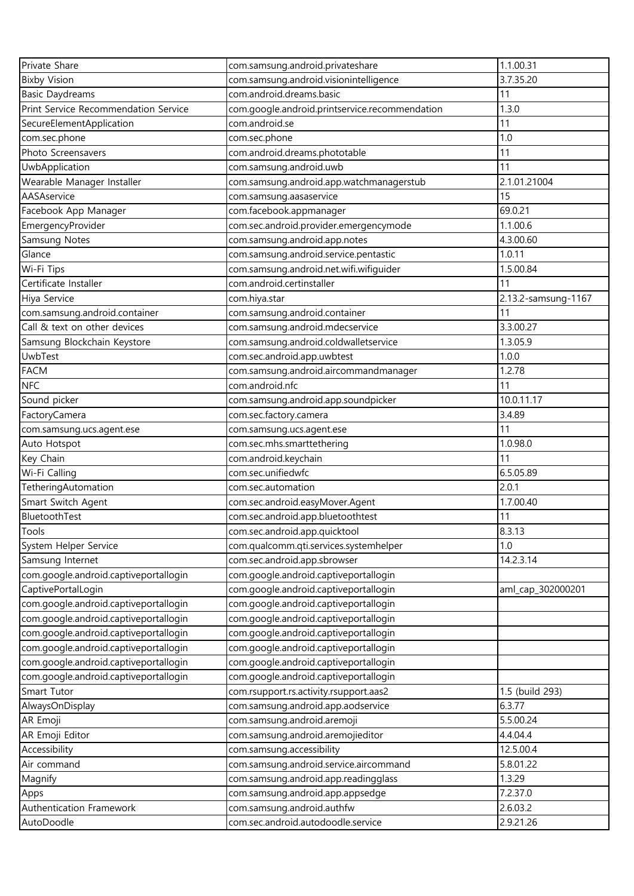| Private Share | com.samsung.android.privateshare | 1.1.00.31 |
|---|---|---|
| Bixby Vision | com.samsung.android.visionintelligence | 3.7.35.20 |
| Basic Daydreams | com.android.dreams.basic | 11 |
| Print Service Recommendation Service | com.google.android.printservice.recommendation | 1.3.0 |
| SecureElementApplication | com.android.se | 11 |
| com.sec.phone | com.sec.phone | 1.0 |
| Photo Screensavers | com.android.dreams.phototable | 11 |
| UwbApplication | com.samsung.android.uwb | 11 |
| Wearable Manager Installer | com.samsung.android.app.watchmanagerstub | 2.1.01.21004 |
| AASAservice | com.samsung.aasaservice | 15 |
| Facebook App Manager | com.facebook.appmanager | 69.0.21 |
| EmergencyProvider | com.sec.android.provider.emergencymode | 1.1.00.6 |
| Samsung Notes | com.samsung.android.app.notes | 4.3.00.60 |
| Glance | com.samsung.android.service.pentastic | 1.0.11 |
| Wi-Fi Tips | com.samsung.android.net.wifi.wifiguider | 1.5.00.84 |
| Certificate Installer | com.android.certinstaller | 11 |
| Hiya Service | com.hiya.star | 2.13.2-samsung-1167 |
| com.samsung.android.container | com.samsung.android.container | 11 |
| Call & text on other devices | com.samsung.android.mdecservice | 3.3.00.27 |
| Samsung Blockchain Keystore | com.samsung.android.coldwalletservice | 1.3.05.9 |
| UwbTest | com.sec.android.app.uwbtest | 1.0.0 |
| FACM | com.samsung.android.aircommandmanager | 1.2.78 |
| NFC | com.android.nfc | 11 |
| Sound picker | com.samsung.android.app.soundpicker | 10.0.11.17 |
| FactoryCamera | com.sec.factory.camera | 3.4.89 |
| com.samsung.ucs.agent.ese | com.samsung.ucs.agent.ese | 11 |
| Auto Hotspot | com.sec.mhs.smarttethering | 1.0.98.0 |
| Key Chain | com.android.keychain | 11 |
| Wi-Fi Calling | com.sec.unifiedwfc | 6.5.05.89 |
| TetheringAutomation | com.sec.automation | 2.0.1 |
| Smart Switch Agent | com.sec.android.easyMover.Agent | 1.7.00.40 |
| BluetoothTest | com.sec.android.app.bluetoothtest | 11 |
| Tools | com.sec.android.app.quicktool | 8.3.13 |
| System Helper Service | com.qualcomm.qti.services.systemhelper | 1.0 |
| Samsung Internet | com.sec.android.app.sbrowser | 14.2.3.14 |
| com.google.android.captiveportallogin | com.google.android.captiveportallogin | |
| CaptivePortalLogin | com.google.android.captiveportallogin | aml_cap_302000201 |
| com.google.android.captiveportallogin | com.google.android.captiveportallogin | |
| com.google.android.captiveportallogin | com.google.android.captiveportallogin | |
| com.google.android.captiveportallogin | com.google.android.captiveportallogin | |
| com.google.android.captiveportallogin | com.google.android.captiveportallogin | |
| com.google.android.captiveportallogin | com.google.android.captiveportallogin | |
| com.google.android.captiveportallogin | com.google.android.captiveportallogin | |
| Smart Tutor | com.rsupport.rs.activity.rsupport.aas2 | 1.5 (build 293) |
| AlwaysOnDisplay | com.samsung.android.app.aodservice | 6.3.77 |
| AR Emoji | com.samsung.android.aremoji | 5.5.00.24 |
| AR Emoji Editor | com.samsung.android.aremojieditor | 4.4.04.4 |
| Accessibility | com.samsung.accessibility | 12.5.00.4 |
| Air command | com.samsung.android.service.aircommand | 5.8.01.22 |
| Magnify | com.samsung.android.app.readingglass | 1.3.29 |
| Apps | com.samsung.android.app.appsedge | 7.2.37.0 |
| Authentication Framework | com.samsung.android.authfw | 2.6.03.2 |
| AutoDoodle | com.sec.android.autodoodle.service | 2.9.21.26 |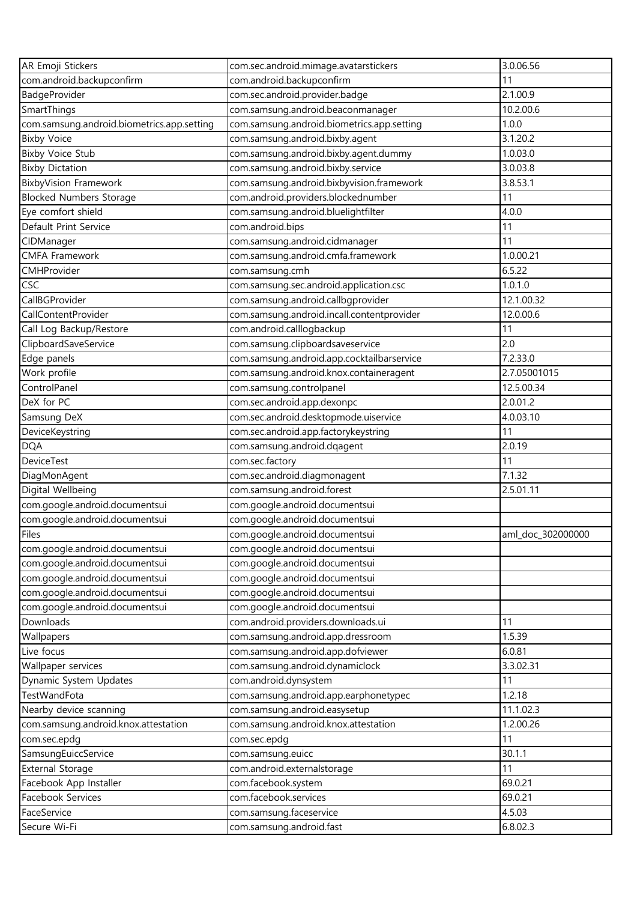| AR Emoji Stickers | com.sec.android.mimage.avatarstickers | 3.0.06.56 |
|---|---|---|
| com.android.backupconfirm | com.android.backupconfirm | 11 |
| BadgeProvider | com.sec.android.provider.badge | 2.1.00.9 |
| SmartThings | com.samsung.android.beaconmanager | 10.2.00.6 |
| com.samsung.android.biometrics.app.setting | com.samsung.android.biometrics.app.setting | 1.0.0 |
| Bixby Voice | com.samsung.android.bixby.agent | 3.1.20.2 |
| Bixby Voice Stub | com.samsung.android.bixby.agent.dummy | 1.0.03.0 |
| Bixby Dictation | com.samsung.android.bixby.service | 3.0.03.8 |
| BixbyVision Framework | com.samsung.android.bixbyvision.framework | 3.8.53.1 |
| Blocked Numbers Storage | com.android.providers.blockednumber | 11 |
| Eye comfort shield | com.samsung.android.bluelightfilter | 4.0.0 |
| Default Print Service | com.android.bips | 11 |
| CIDManager | com.samsung.android.cidmanager | 11 |
| CMFA Framework | com.samsung.android.cmfa.framework | 1.0.00.21 |
| CMHProvider | com.samsung.cmh | 6.5.22 |
| CSC | com.samsung.sec.android.application.csc | 1.0.1.0 |
| CallBGProvider | com.samsung.android.callbgprovider | 12.1.00.32 |
| CallContentProvider | com.samsung.android.incall.contentprovider | 12.0.00.6 |
| Call Log Backup/Restore | com.android.calllogbackup | 11 |
| ClipboardSaveService | com.samsung.clipboardsaveservice | 2.0 |
| Edge panels | com.samsung.android.app.cocktailbarservice | 7.2.33.0 |
| Work profile | com.samsung.android.knox.containeragent | 2.7.05001015 |
| ControlPanel | com.samsung.controlpanel | 12.5.00.34 |
| DeX for PC | com.sec.android.app.dexonpc | 2.0.01.2 |
| Samsung DeX | com.sec.android.desktopmode.uiservice | 4.0.03.10 |
| DeviceKeystring | com.sec.android.app.factorykeystring | 11 |
| DQA | com.samsung.android.dqagent | 2.0.19 |
| DeviceTest | com.sec.factory | 11 |
| DiagMonAgent | com.sec.android.diagmonagent | 7.1.32 |
| Digital Wellbeing | com.samsung.android.forest | 2.5.01.11 |
| com.google.android.documentsui | com.google.android.documentsui | |
| com.google.android.documentsui | com.google.android.documentsui | |
| Files | com.google.android.documentsui | aml_doc_302000000 |
| com.google.android.documentsui | com.google.android.documentsui | |
| com.google.android.documentsui | com.google.android.documentsui | |
| com.google.android.documentsui | com.google.android.documentsui | |
| com.google.android.documentsui | com.google.android.documentsui | |
| com.google.android.documentsui | com.google.android.documentsui | |
| Downloads | com.android.providers.downloads.ui | 11 |
| Wallpapers | com.samsung.android.app.dressroom | 1.5.39 |
| Live focus | com.samsung.android.app.dofviewer | 6.0.81 |
| Wallpaper services | com.samsung.android.dynamiclock | 3.3.02.31 |
| Dynamic System Updates | com.android.dynsystem | 11 |
| TestWandFota | com.samsung.android.app.earphonetypec | 1.2.18 |
| Nearby device scanning | com.samsung.android.easysetup | 11.1.02.3 |
| com.samsung.android.knox.attestation | com.samsung.android.knox.attestation | 1.2.00.26 |
| com.sec.epdg | com.sec.epdg | 11 |
| SamsungEuiccService | com.samsung.euicc | 30.1.1 |
| External Storage | com.android.externalstorage | 11 |
| Facebook App Installer | com.facebook.system | 69.0.21 |
| Facebook Services | com.facebook.services | 69.0.21 |
| FaceService | com.samsung.faceservice | 4.5.03 |
| Secure Wi-Fi | com.samsung.android.fast | 6.8.02.3 |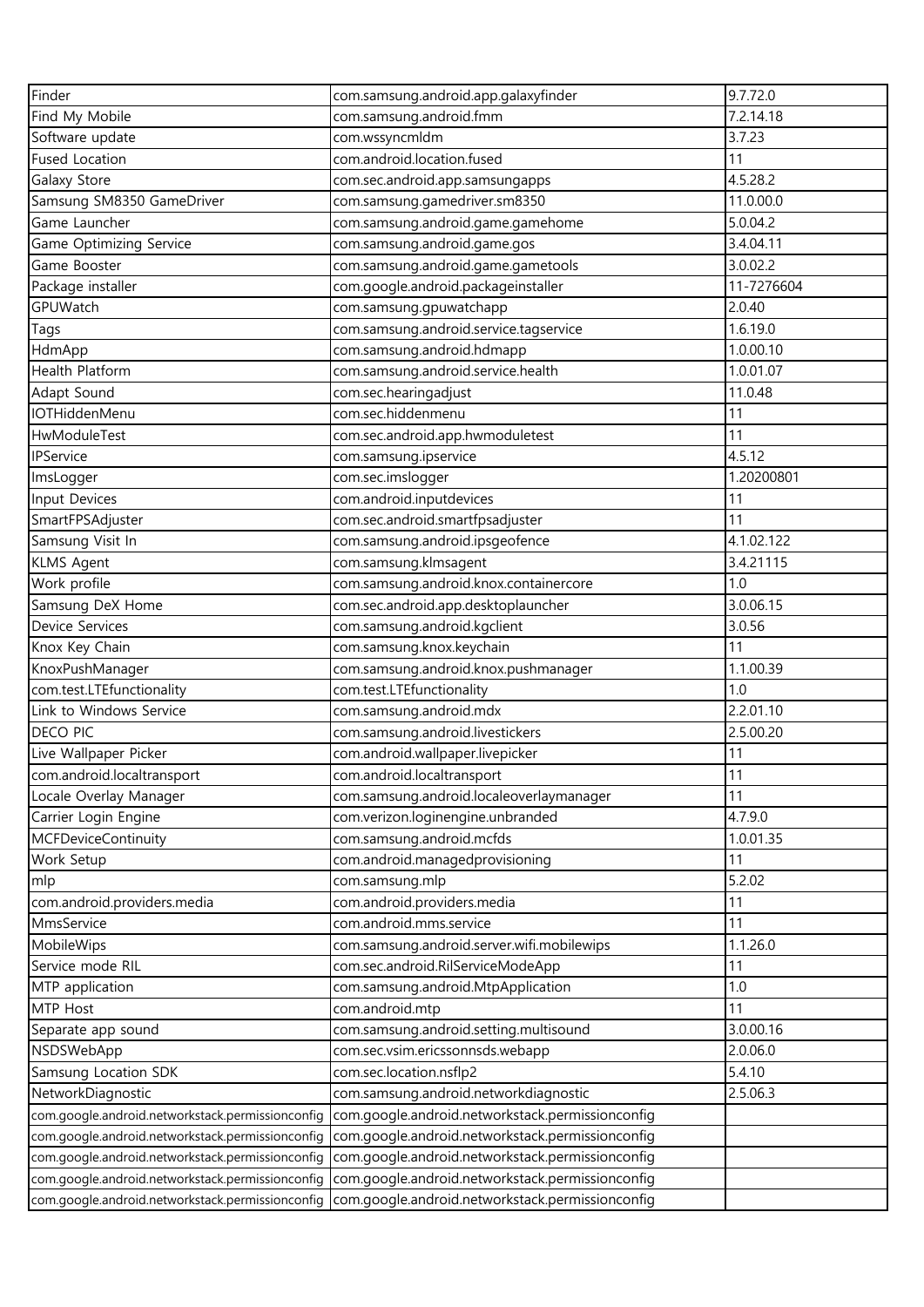| Finder | com.samsung.android.app.galaxyfinder | 9.7.72.0 |
|---|---|---|
| Find My Mobile | com.samsung.android.fmm | 7.2.14.18 |
| Software update | com.wssyncmldm | 3.7.23 |
| Fused Location | com.android.location.fused | 11 |
| Galaxy Store | com.sec.android.app.samsungapps | 4.5.28.2 |
| Samsung SM8350 GameDriver | com.samsung.gamedriver.sm8350 | 11.0.00.0 |
| Game Launcher | com.samsung.android.game.gamehome | 5.0.04.2 |
| Game Optimizing Service | com.samsung.android.game.gos | 3.4.04.11 |
| Game Booster | com.samsung.android.game.gametools | 3.0.02.2 |
| Package installer | com.google.android.packageinstaller | 11-7276604 |
| GPUWatch | com.samsung.gpuwatchapp | 2.0.40 |
| Tags | com.samsung.android.service.tagservice | 1.6.19.0 |
| HdmApp | com.samsung.android.hdmapp | 1.0.00.10 |
| Health Platform | com.samsung.android.service.health | 1.0.01.07 |
| Adapt Sound | com.sec.hearingadjust | 11.0.48 |
| IOTHiddenMenu | com.sec.hiddenmenu | 11 |
| HwModuleTest | com.sec.android.app.hwmoduletest | 11 |
| IPService | com.samsung.ipservice | 4.5.12 |
| ImsLogger | com.sec.imslogger | 1.20200801 |
| Input Devices | com.android.inputdevices | 11 |
| SmartFPSAdjuster | com.sec.android.smartfpsadjuster | 11 |
| Samsung Visit In | com.samsung.android.ipsgeofence | 4.1.02.122 |
| KLMS Agent | com.samsung.klmsagent | 3.4.21115 |
| Work profile | com.samsung.android.knox.containercore | 1.0 |
| Samsung DeX Home | com.sec.android.app.desktoplauncher | 3.0.06.15 |
| Device Services | com.samsung.android.kgclient | 3.0.56 |
| Knox Key Chain | com.samsung.knox.keychain | 11 |
| KnoxPushManager | com.samsung.android.knox.pushmanager | 1.1.00.39 |
| com.test.LTEfunctionality | com.test.LTEfunctionality | 1.0 |
| Link to Windows Service | com.samsung.android.mdx | 2.2.01.10 |
| DECO PIC | com.samsung.android.livestickers | 2.5.00.20 |
| Live Wallpaper Picker | com.android.wallpaper.livepicker | 11 |
| com.android.localtransport | com.android.localtransport | 11 |
| Locale Overlay Manager | com.samsung.android.localeoverlaymanager | 11 |
| Carrier Login Engine | com.verizon.loginengine.unbranded | 4.7.9.0 |
| MCFDeviceContinuity | com.samsung.android.mcfds | 1.0.01.35 |
| Work Setup | com.android.managedprovisioning | 11 |
| mlp | com.samsung.mlp | 5.2.02 |
| com.android.providers.media | com.android.providers.media | 11 |
| MmsService | com.android.mms.service | 11 |
| MobileWips | com.samsung.android.server.wifi.mobilewips | 1.1.26.0 |
| Service mode RIL | com.sec.android.RilServiceModeApp | 11 |
| MTP application | com.samsung.android.MtpApplication | 1.0 |
| MTP Host | com.android.mtp | 11 |
| Separate app sound | com.samsung.android.setting.multisound | 3.0.00.16 |
| NSDSWebApp | com.sec.vsim.ericssonnsds.webapp | 2.0.06.0 |
| Samsung Location SDK | com.sec.location.nsflp2 | 5.4.10 |
| NetworkDiagnostic | com.samsung.android.networkdiagnostic | 2.5.06.3 |
| com.google.android.networkstack.permissionconfig | com.google.android.networkstack.permissionconfig | |
| com.google.android.networkstack.permissionconfig | com.google.android.networkstack.permissionconfig | |
| com.google.android.networkstack.permissionconfig | com.google.android.networkstack.permissionconfig | |
| com.google.android.networkstack.permissionconfig | com.google.android.networkstack.permissionconfig | |
| com.google.android.networkstack.permissionconfig | com.google.android.networkstack.permissionconfig | |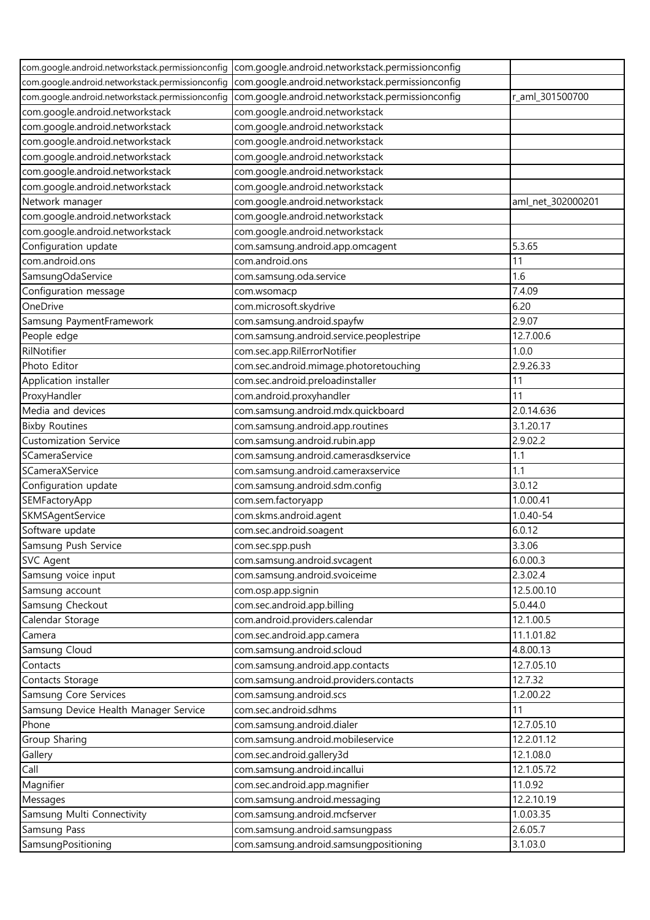| com.google.android.networkstack.permissionconfig | com.google.android.networkstack.permissionconfig | |
|---|---|---|
| com.google.android.networkstack.permissionconfig | com.google.android.networkstack.permissionconfig | |
| com.google.android.networkstack.permissionconfig | com.google.android.networkstack.permissionconfig | r_aml_301500700 |
| com.google.android.networkstack | com.google.android.networkstack | |
| com.google.android.networkstack | com.google.android.networkstack | |
| com.google.android.networkstack | com.google.android.networkstack | |
| com.google.android.networkstack | com.google.android.networkstack | |
| com.google.android.networkstack | com.google.android.networkstack | |
| com.google.android.networkstack | com.google.android.networkstack | |
| Network manager | com.google.android.networkstack | aml_net_302000201 |
| com.google.android.networkstack | com.google.android.networkstack | |
| com.google.android.networkstack | com.google.android.networkstack | |
| Configuration update | com.samsung.android.app.omcagent | 5.3.65 |
| com.android.ons | com.android.ons | 11 |
| SamsungOdaService | com.samsung.oda.service | 1.6 |
| Configuration message | com.wsomacp | 7.4.09 |
| OneDrive | com.microsoft.skydrive | 6.20 |
| Samsung PaymentFramework | com.samsung.android.spayfw | 2.9.07 |
| People edge | com.samsung.android.service.peoplestripe | 12.7.00.6 |
| RilNotifier | com.sec.app.RilErrorNotifier | 1.0.0 |
| Photo Editor | com.sec.android.mimage.photoretouching | 2.9.26.33 |
| Application installer | com.sec.android.preloadinstaller | 11 |
| ProxyHandler | com.android.proxyhandler | 11 |
| Media and devices | com.samsung.android.mdx.quickboard | 2.0.14.636 |
| Bixby Routines | com.samsung.android.app.routines | 3.1.20.17 |
| Customization Service | com.samsung.android.rubin.app | 2.9.02.2 |
| SCameraService | com.samsung.android.camerasdkservice | 1.1 |
| SCameraXService | com.samsung.android.cameraxservice | 1.1 |
| Configuration update | com.samsung.android.sdm.config | 3.0.12 |
| SEMFactoryApp | com.sem.factoryapp | 1.0.00.41 |
| SKMSAgentService | com.skms.android.agent | 1.0.40-54 |
| Software update | com.sec.android.soagent | 6.0.12 |
| Samsung Push Service | com.sec.spp.push | 3.3.06 |
| SVC Agent | com.samsung.android.svcagent | 6.0.00.3 |
| Samsung voice input | com.samsung.android.svoiceime | 2.3.02.4 |
| Samsung account | com.osp.app.signin | 12.5.00.10 |
| Samsung Checkout | com.sec.android.app.billing | 5.0.44.0 |
| Calendar Storage | com.android.providers.calendar | 12.1.00.5 |
| Camera | com.sec.android.app.camera | 11.1.01.82 |
| Samsung Cloud | com.samsung.android.scloud | 4.8.00.13 |
| Contacts | com.samsung.android.app.contacts | 12.7.05.10 |
| Contacts Storage | com.samsung.android.providers.contacts | 12.7.32 |
| Samsung Core Services | com.samsung.android.scs | 1.2.00.22 |
| Samsung Device Health Manager Service | com.sec.android.sdhms | 11 |
| Phone | com.samsung.android.dialer | 12.7.05.10 |
| Group Sharing | com.samsung.android.mobileservice | 12.2.01.12 |
| Gallery | com.sec.android.gallery3d | 12.1.08.0 |
| Call | com.samsung.android.incallui | 12.1.05.72 |
| Magnifier | com.sec.android.app.magnifier | 11.0.92 |
| Messages | com.samsung.android.messaging | 12.2.10.19 |
| Samsung Multi Connectivity | com.samsung.android.mcfserver | 1.0.03.35 |
| Samsung Pass | com.samsung.android.samsungpass | 2.6.05.7 |
| SamsungPositioning | com.samsung.android.samsungpositioning | 3.1.03.0 |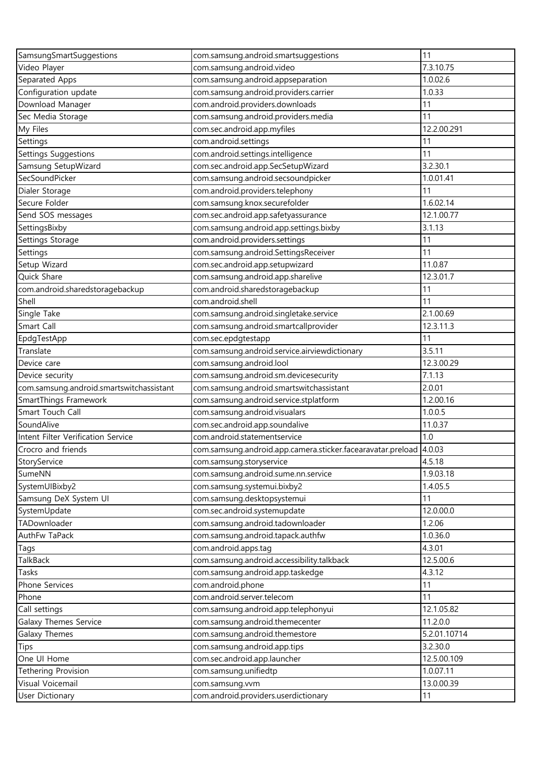| SamsungSmartSuggestions | com.samsung.android.smartsuggestions | 11 |
|---|---|---|
| Video Player | com.samsung.android.video | 7.3.10.75 |
| Separated Apps | com.samsung.android.appseparation | 1.0.02.6 |
| Configuration update | com.samsung.android.providers.carrier | 1.0.33 |
| Download Manager | com.android.providers.downloads | 11 |
| Sec Media Storage | com.samsung.android.providers.media | 11 |
| My Files | com.sec.android.app.myfiles | 12.2.00.291 |
| Settings | com.android.settings | 11 |
| Settings Suggestions | com.android.settings.intelligence | 11 |
| Samsung SetupWizard | com.sec.android.app.SecSetupWizard | 3.2.30.1 |
| SecSoundPicker | com.samsung.android.secsoundpicker | 1.0.01.41 |
| Dialer Storage | com.android.providers.telephony | 11 |
| Secure Folder | com.samsung.knox.securefolder | 1.6.02.14 |
| Send SOS messages | com.sec.android.app.safetyassurance | 12.1.00.77 |
| SettingsBixby | com.samsung.android.app.settings.bixby | 3.1.13 |
| Settings Storage | com.android.providers.settings | 11 |
| Settings | com.samsung.android.SettingsReceiver | 11 |
| Setup Wizard | com.sec.android.app.setupwizard | 11.0.87 |
| Quick Share | com.samsung.android.app.sharelive | 12.3.01.7 |
| com.android.sharedstoragebackup | com.android.sharedstoragebackup | 11 |
| Shell | com.android.shell | 11 |
| Single Take | com.samsung.android.singletake.service | 2.1.00.69 |
| Smart Call | com.samsung.android.smartcallprovider | 12.3.11.3 |
| EpdgTestApp | com.sec.epdgtestapp | 11 |
| Translate | com.samsung.android.service.airviewdictionary | 3.5.11 |
| Device care | com.samsung.android.lool | 12.3.00.29 |
| Device security | com.samsung.android.sm.devicesecurity | 7.1.13 |
| com.samsung.android.smartswitchassistant | com.samsung.android.smartswitchassistant | 2.0.01 |
| SmartThings Framework | com.samsung.android.service.stplatform | 1.2.00.16 |
| Smart Touch Call | com.samsung.android.visualars | 1.0.0.5 |
| SoundAlive | com.sec.android.app.soundalive | 11.0.37 |
| Intent Filter Verification Service | com.android.statementservice | 1.0 |
| Crocro and friends | com.samsung.android.app.camera.sticker.facearavatar.preload | 4.0.03 |
| StoryService | com.samsung.storyservice | 4.5.18 |
| SumeNN | com.samsung.android.sume.nn.service | 1.9.03.18 |
| SystemUIBixby2 | com.samsung.systemui.bixby2 | 1.4.05.5 |
| Samsung DeX System UI | com.samsung.desktopsystemui | 11 |
| SystemUpdate | com.sec.android.systemupdate | 12.0.00.0 |
| TADownloader | com.samsung.android.tadownloader | 1.2.06 |
| AuthFw TaPack | com.samsung.android.tapack.authfw | 1.0.36.0 |
| Tags | com.android.apps.tag | 4.3.01 |
| TalkBack | com.samsung.android.accessibility.talkback | 12.5.00.6 |
| Tasks | com.samsung.android.app.taskedge | 4.3.12 |
| Phone Services | com.android.phone | 11 |
| Phone | com.android.server.telecom | 11 |
| Call settings | com.samsung.android.app.telephonyui | 12.1.05.82 |
| Galaxy Themes Service | com.samsung.android.themecenter | 11.2.0.0 |
| Galaxy Themes | com.samsung.android.themestore | 5.2.01.10714 |
| Tips | com.samsung.android.app.tips | 3.2.30.0 |
| One UI Home | com.sec.android.app.launcher | 12.5.00.109 |
| Tethering Provision | com.samsung.unifiedtp | 1.0.07.11 |
| Visual Voicemail | com.samsung.vvm | 13.0.00.39 |
| User Dictionary | com.android.providers.userdictionary | 11 |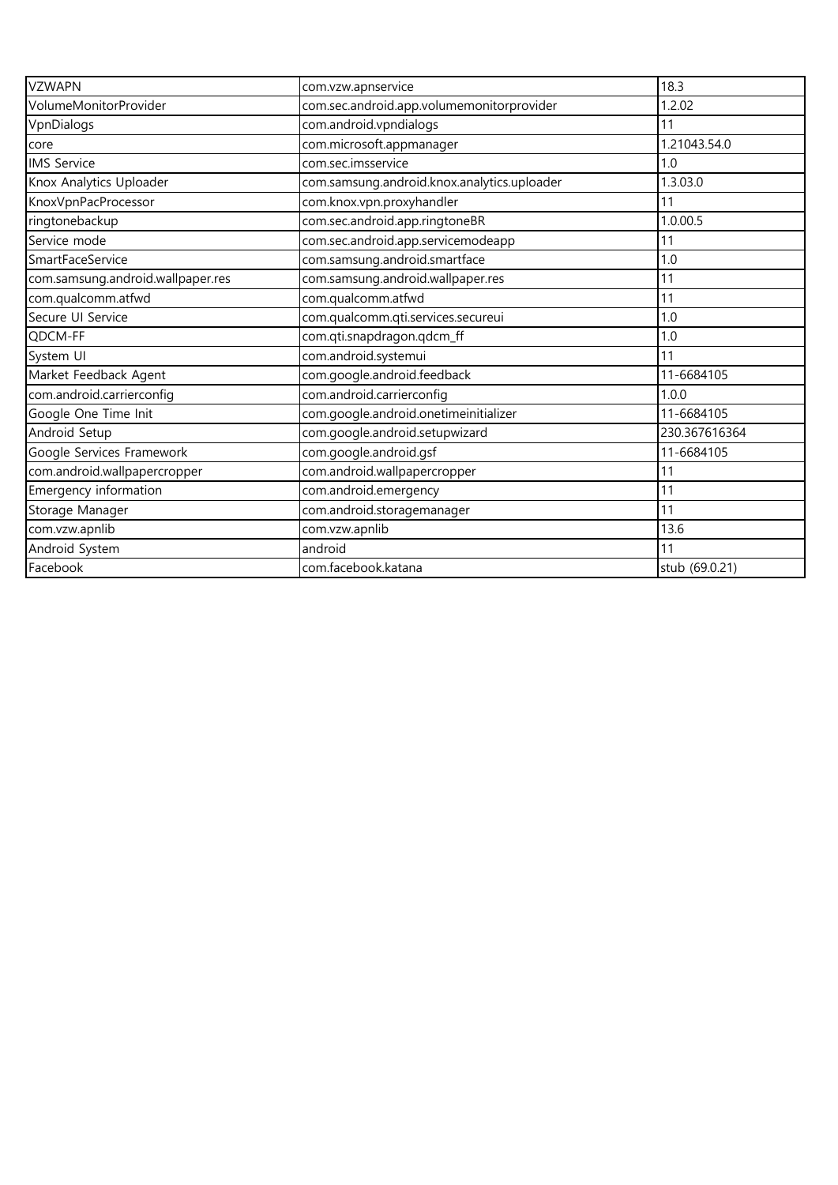| | | |
|---|---|---|
| VZWAPN | com.vzw.apnservice | 18.3 |
| VolumeMonitorProvider | com.sec.android.app.volumemonitorprovider | 1.2.02 |
| VpnDialogs | com.android.vpndialogs | 11 |
| core | com.microsoft.appmanager | 1.21043.54.0 |
| IMS Service | com.sec.imsservice | 1.0 |
| Knox Analytics Uploader | com.samsung.android.knox.analytics.uploader | 1.3.03.0 |
| KnoxVpnPacProcessor | com.knox.vpn.proxyhandler | 11 |
| ringtonebackup | com.sec.android.app.ringtoneBR | 1.0.00.5 |
| Service mode | com.sec.android.app.servicemodeapp | 11 |
| SmartFaceService | com.samsung.android.smartface | 1.0 |
| com.samsung.android.wallpaper.res | com.samsung.android.wallpaper.res | 11 |
| com.qualcomm.atfwd | com.qualcomm.atfwd | 11 |
| Secure UI Service | com.qualcomm.qti.services.secureui | 1.0 |
| QDCM-FF | com.qti.snapdragon.qdcm_ff | 1.0 |
| System UI | com.android.systemui | 11 |
| Market Feedback Agent | com.google.android.feedback | 11-6684105 |
| com.android.carrierconfig | com.android.carrierconfig | 1.0.0 |
| Google One Time Init | com.google.android.onetimeinitializer | 11-6684105 |
| Android Setup | com.google.android.setupwizard | 230.367616364 |
| Google Services Framework | com.google.android.gsf | 11-6684105 |
| com.android.wallpapercropper | com.android.wallpapercropper | 11 |
| Emergency information | com.android.emergency | 11 |
| Storage Manager | com.android.storagemanager | 11 |
| com.vzw.apnlib | com.vzw.apnlib | 13.6 |
| Android System | android | 11 |
| Facebook | com.facebook.katana | stub (69.0.21) |